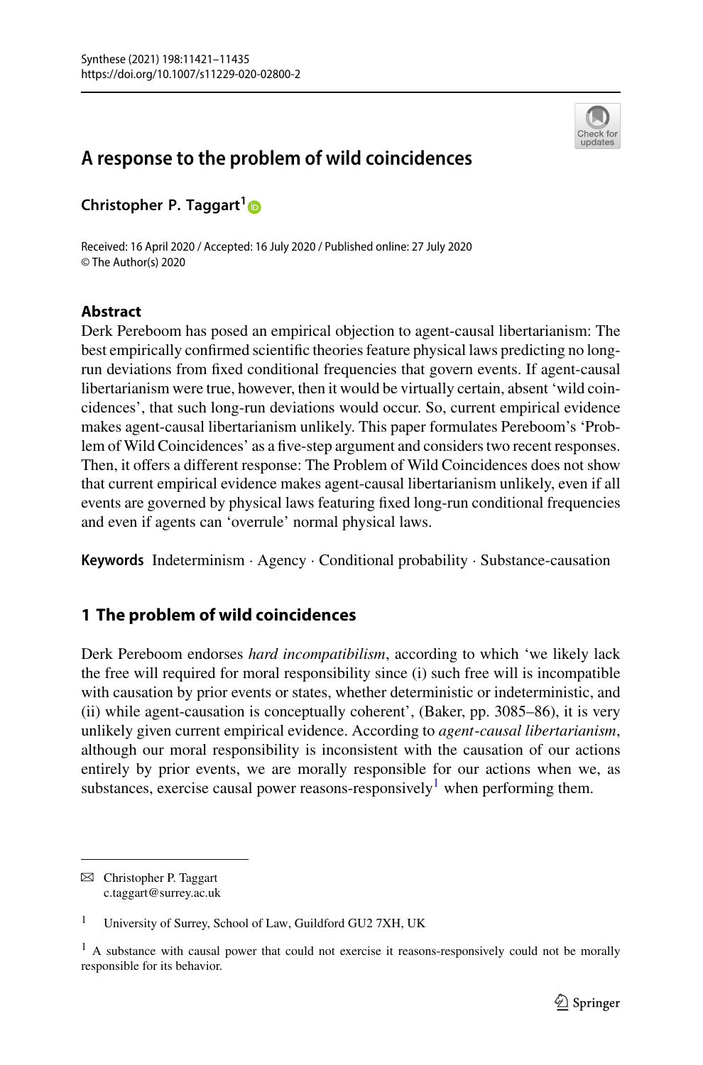# A response to the problem of wild coincidences

**Christopher P. Taggart**[1]

Received: 16 April 2020 / Accepted: 16 July 2020 / Published online: 27 July 2020
© The Author(s) 2020

## Abstract

Derk Pereboom has posed an empirical objection to agent-causal libertarianism: The best empirically confirmed scientific theories feature physical laws predicting no long-run deviations from fixed conditional frequencies that govern events. If agent-causal libertarianism were true, however, then it would be virtually certain, absent 'wild coincidences', that such long-run deviations would occur. So, current empirical evidence makes agent-causal libertarianism unlikely. This paper formulates Pereboom's 'Problem of Wild Coincidences' as a five-step argument and considers two recent responses. Then, it offers a different response: The Problem of Wild Coincidences does not show that current empirical evidence makes agent-causal libertarianism unlikely, even if all events are governed by physical laws featuring fixed long-run conditional frequencies and even if agents can 'overrule' normal physical laws.

**Keywords** Indeterminism · Agency · Conditional probability · Substance-causation

## 1 The problem of wild coincidences

Derk Pereboom endorses *hard incompatibilism*, according to which 'we likely lack the free will required for moral responsibility since (i) such free will is incompatible with causation by prior events or states, whether deterministic or indeterministic, and (ii) while agent-causation is conceptually coherent', (Baker, pp. 3085–86), it is very unlikely given current empirical evidence. According to *agent-causal libertarianism*, although our moral responsibility is inconsistent with the causation of our actions entirely by prior events, we are morally responsible for our actions when we, as substances, exercise causal power reasons-responsively[1] when performing them.

---

✉ Christopher P. Taggart
c.taggart@surrey.ac.uk

[1] University of Surrey, School of Law, Guildford GU2 7XH, UK

[1] A substance with causal power that could not exercise it reasons-responsively could not be morally responsible for its behavior.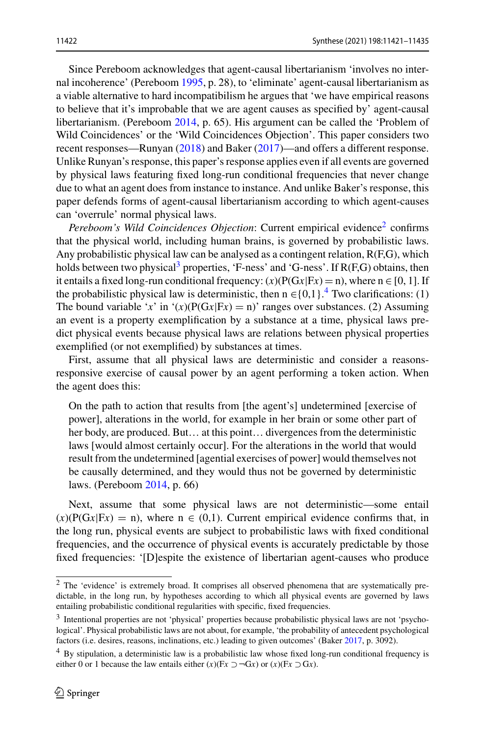Since Pereboom acknowledges that agent-causal libertarianism 'involves no internal incoherence' (Pereboom 1995, p. 28), to 'eliminate' agent-causal libertarianism as a viable alternative to hard incompatibilism he argues that 'we have empirical reasons to believe that it's improbable that we are agent causes as specified by' agent-causal libertarianism. (Pereboom 2014, p. 65). His argument can be called the 'Problem of Wild Coincidences' or the 'Wild Coincidences Objection'. This paper considers two recent responses—Runyan (2018) and Baker (2017)—and offers a different response. Unlike Runyan's response, this paper's response applies even if all events are governed by physical laws featuring fixed long-run conditional frequencies that never change due to what an agent does from instance to instance. And unlike Baker's response, this paper defends forms of agent-causal libertarianism according to which agent-causes can 'overrule' normal physical laws.

*Pereboom's Wild Coincidences Objection*: Current empirical evidence[2] confirms that the physical world, including human brains, is governed by probabilistic laws. Any probabilistic physical law can be analysed as a contingent relation, R(F,G), which holds between two physical[3] properties, 'F-ness' and 'G-ness'. If R(F,G) obtains, then it entails a fixed long-run conditional frequency: $(x)(\mathrm{P}(\mathrm{G}x|\mathrm{F}x) = \mathrm{n})$, where $\mathrm{n} \in [0, 1]$. If the probabilistic physical law is deterministic, then $\mathrm{n} \in \{0,1\}$.[4] Two clarifications: (1) The bound variable '$x$' in '$(x)(\mathrm{P}(\mathrm{G}x|\mathrm{F}x) = \mathrm{n})$' ranges over substances. (2) Assuming an event is a property exemplification by a substance at a time, physical laws predict physical events because physical laws are relations between physical properties exemplified (or not exemplified) by substances at times.

First, assume that all physical laws are deterministic and consider a reasons-responsive exercise of causal power by an agent performing a token action. When the agent does this:

> On the path to action that results from [the agent's] undetermined [exercise of power], alterations in the world, for example in her brain or some other part of her body, are produced. But… at this point… divergences from the deterministic laws [would almost certainly occur]. For the alterations in the world that would result from the undetermined [agential exercises of power] would themselves not be causally determined, and they would thus not be governed by deterministic laws. (Pereboom 2014, p. 66)

Next, assume that some physical laws are not deterministic—some entail $(x)(\mathrm{P}(\mathrm{G}x|\mathrm{F}x) = \mathrm{n})$, where $\mathrm{n} \in (0,1)$. Current empirical evidence confirms that, in the long run, physical events are subject to probabilistic laws with fixed conditional frequencies, and the occurrence of physical events is accurately predictable by those fixed frequencies: '[D]espite the existence of libertarian agent-causes who produce

---

[2] The 'evidence' is extremely broad. It comprises all observed phenomena that are systematically predictable, in the long run, by hypotheses according to which all physical events are governed by laws entailing probabilistic conditional regularities with specific, fixed frequencies.

[3] Intentional properties are not 'physical' properties because probabilistic physical laws are not 'psychological'. Physical probabilistic laws are not about, for example, 'the probability of antecedent psychological factors (i.e. desires, reasons, inclinations, etc.) leading to given outcomes' (Baker 2017, p. 3092).

[4] By stipulation, a deterministic law is a probabilistic law whose fixed long-run conditional frequency is either 0 or 1 because the law entails either $(x)(\mathrm{F}x \supset \neg\mathrm{G}x)$ or $(x)(\mathrm{F}x \supset \mathrm{G}x)$.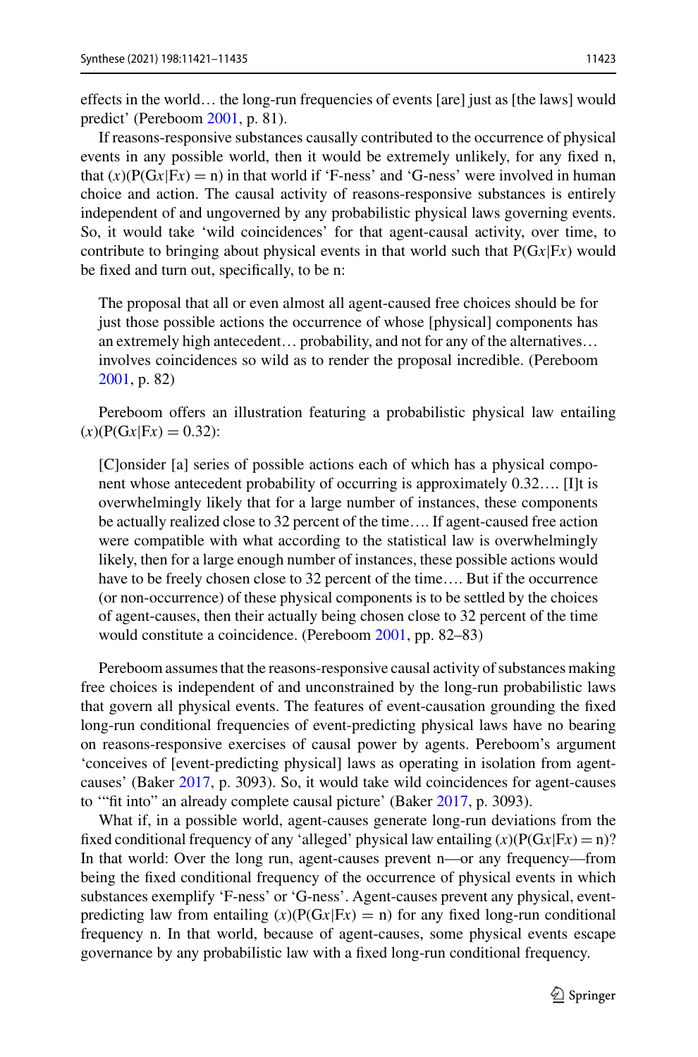effects in the world… the long-run frequencies of events [are] just as [the laws] would predict' (Pereboom 2001, p. 81).

If reasons-responsive substances causally contributed to the occurrence of physical events in any possible world, then it would be extremely unlikely, for any fixed n, that $(x)(\mathrm{P}(\mathrm{G}x|\mathrm{F}x) = \mathrm{n})$ in that world if 'F-ness' and 'G-ness' were involved in human choice and action. The causal activity of reasons-responsive substances is entirely independent of and ungoverned by any probabilistic physical laws governing events. So, it would take 'wild coincidences' for that agent-causal activity, over time, to contribute to bringing about physical events in that world such that $\mathrm{P}(\mathrm{G}x|\mathrm{F}x)$ would be fixed and turn out, specifically, to be n:

> The proposal that all or even almost all agent-caused free choices should be for just those possible actions the occurrence of whose [physical] components has an extremely high antecedent… probability, and not for any of the alternatives… involves coincidences so wild as to render the proposal incredible. (Pereboom 2001, p. 82)

Pereboom offers an illustration featuring a probabilistic physical law entailing $(x)(\mathrm{P}(\mathrm{G}x|\mathrm{F}x) = 0.32)$:

> [C]onsider [a] series of possible actions each of which has a physical component whose antecedent probability of occurring is approximately 0.32…. [I]t is overwhelmingly likely that for a large number of instances, these components be actually realized close to 32 percent of the time…. If agent-caused free action were compatible with what according to the statistical law is overwhelmingly likely, then for a large enough number of instances, these possible actions would have to be freely chosen close to 32 percent of the time…. But if the occurrence (or non-occurrence) of these physical components is to be settled by the choices of agent-causes, then their actually being chosen close to 32 percent of the time would constitute a coincidence. (Pereboom 2001, pp. 82–83)

Pereboom assumes that the reasons-responsive causal activity of substances making free choices is independent of and unconstrained by the long-run probabilistic laws that govern all physical events. The features of event-causation grounding the fixed long-run conditional frequencies of event-predicting physical laws have no bearing on reasons-responsive exercises of causal power by agents. Pereboom's argument 'conceives of [event-predicting physical] laws as operating in isolation from agent-causes' (Baker 2017, p. 3093). So, it would take wild coincidences for agent-causes to '"fit into" an already complete causal picture' (Baker 2017, p. 3093).

What if, in a possible world, agent-causes generate long-run deviations from the fixed conditional frequency of any 'alleged' physical law entailing $(x)(\mathrm{P}(\mathrm{G}x|\mathrm{F}x) = \mathrm{n})$? In that world: Over the long run, agent-causes prevent n—or any frequency—from being the fixed conditional frequency of the occurrence of physical events in which substances exemplify 'F-ness' or 'G-ness'. Agent-causes prevent any physical, event-predicting law from entailing $(x)(\mathrm{P}(\mathrm{G}x|\mathrm{F}x) = \mathrm{n})$ for any fixed long-run conditional frequency n. In that world, because of agent-causes, some physical events escape governance by any probabilistic law with a fixed long-run conditional frequency.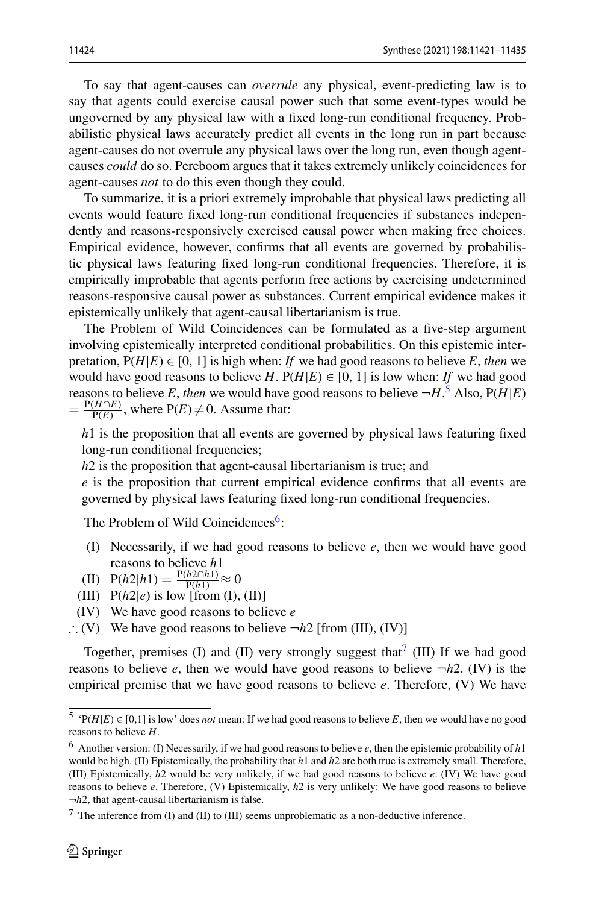To say that agent-causes can *overrule* any physical, event-predicting law is to say that agents could exercise causal power such that some event-types would be ungoverned by any physical law with a fixed long-run conditional frequency. Probabilistic physical laws accurately predict all events in the long run in part because agent-causes do not overrule any physical laws over the long run, even though agent-causes *could* do so. Pereboom argues that it takes extremely unlikely coincidences for agent-causes *not* to do this even though they could.

To summarize, it is a priori extremely improbable that physical laws predicting all events would feature fixed long-run conditional frequencies if substances independently and reasons-responsively exercised causal power when making free choices. Empirical evidence, however, confirms that all events are governed by probabilistic physical laws featuring fixed long-run conditional frequencies. Therefore, it is empirically improbable that agents perform free actions by exercising undetermined reasons-responsive causal power as substances. Current empirical evidence makes it epistemically unlikely that agent-causal libertarianism is true.

The Problem of Wild Coincidences can be formulated as a five-step argument involving epistemically interpreted conditional probabilities. On this epistemic interpretation, $P(H|E) \in [0, 1]$ is high when: *If* we had good reasons to believe $E$, *then* we would have good reasons to believe $H$. $P(H|E) \in [0, 1]$ is low when: *If* we had good reasons to believe $E$, *then* we would have good reasons to believe $\neg H$.[5] Also, $P(H|E) = \frac{P(H \cap E)}{P(E)}$, where $P(E) \neq 0$. Assume that:

> $h1$ is the proposition that all events are governed by physical laws featuring fixed long-run conditional frequencies;
>
> $h2$ is the proposition that agent-causal libertarianism is true; and
>
> $e$ is the proposition that current empirical evidence confirms that all events are governed by physical laws featuring fixed long-run conditional frequencies.

The Problem of Wild Coincidences[6]:

- (I) Necessarily, if we had good reasons to believe $e$, then we would have good reasons to believe $h1$
- (II) $P(h2|h1) = \frac{P(h2 \cap h1)}{P(h1)} \approx 0$
- (III) $P(h2|e)$ is low [from (I), (II)]
- (IV) We have good reasons to believe $e$
- ∴ (V) We have good reasons to believe $\neg h2$ [from (III), (IV)]

Together, premises (I) and (II) very strongly suggest that[7] (III) If we had good reasons to believe $e$, then we would have good reasons to believe $\neg h2$. (IV) is the empirical premise that we have good reasons to believe $e$. Therefore, (V) We have

---

[5] '$P(H|E) \in [0,1]$ is low' does *not* mean: If we had good reasons to believe $E$, then we would have no good reasons to believe $H$.

[6] Another version: (I) Necessarily, if we had good reasons to believe $e$, then the epistemic probability of $h1$ would be high. (II) Epistemically, the probability that $h1$ and $h2$ are both true is extremely small. Therefore, (III) Epistemically, $h2$ would be very unlikely, if we had good reasons to believe $e$. (IV) We have good reasons to believe $e$. Therefore, (V) Epistemically, $h2$ is very unlikely: We have good reasons to believe $\neg h2$, that agent-causal libertarianism is false.

[7] The inference from (I) and (II) to (III) seems unproblematic as a non-deductive inference.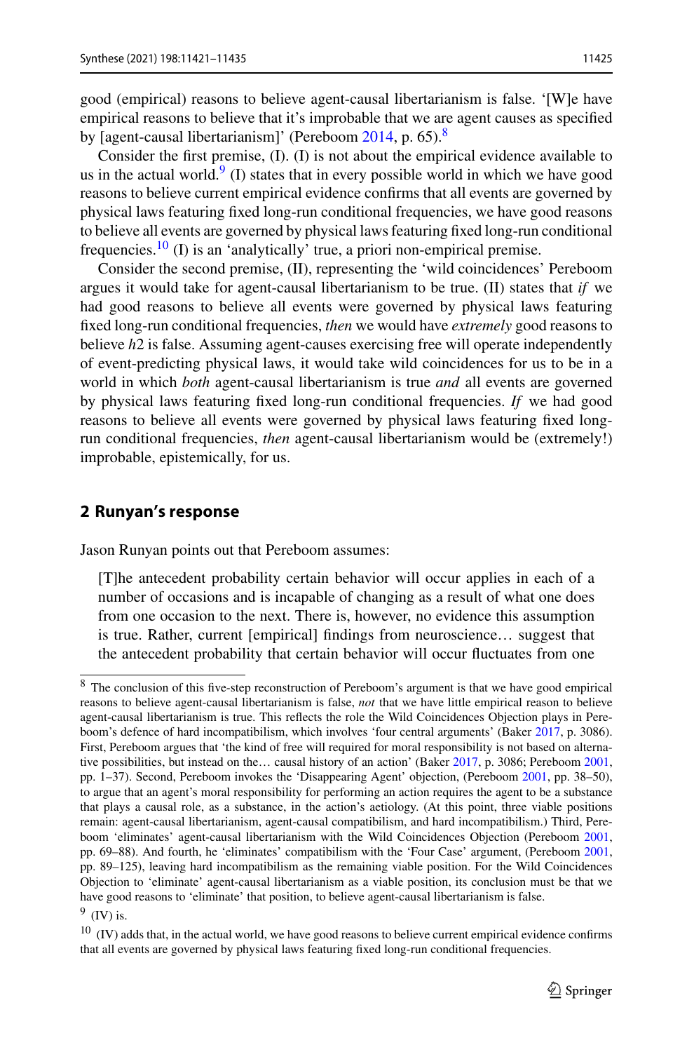good (empirical) reasons to believe agent-causal libertarianism is false. '[W]e have empirical reasons to believe that it's improbable that we are agent causes as specified by [agent-causal libertarianism]' (Pereboom 2014, p. 65).[8]

Consider the first premise, (I). (I) is not about the empirical evidence available to us in the actual world.[9] (I) states that in every possible world in which we have good reasons to believe current empirical evidence confirms that all events are governed by physical laws featuring fixed long-run conditional frequencies, we have good reasons to believe all events are governed by physical laws featuring fixed long-run conditional frequencies.[10] (I) is an 'analytically' true, a priori non-empirical premise.

Consider the second premise, (II), representing the 'wild coincidences' Pereboom argues it would take for agent-causal libertarianism to be true. (II) states that *if* we had good reasons to believe all events were governed by physical laws featuring fixed long-run conditional frequencies, *then* we would have *extremely* good reasons to believe *h*2 is false. Assuming agent-causes exercising free will operate independently of event-predicting physical laws, it would take wild coincidences for us to be in a world in which *both* agent-causal libertarianism is true *and* all events are governed by physical laws featuring fixed long-run conditional frequencies. *If* we had good reasons to believe all events were governed by physical laws featuring fixed long-run conditional frequencies, *then* agent-causal libertarianism would be (extremely!) improbable, epistemically, for us.

## 2 Runyan's response

Jason Runyan points out that Pereboom assumes:

> [T]he antecedent probability certain behavior will occur applies in each of a number of occasions and is incapable of changing as a result of what one does from one occasion to the next. There is, however, no evidence this assumption is true. Rather, current [empirical] findings from neuroscience… suggest that the antecedent probability that certain behavior will occur fluctuates from one

---

[8] The conclusion of this five-step reconstruction of Pereboom's argument is that we have good empirical reasons to believe agent-causal libertarianism is false, *not* that we have little empirical reason to believe agent-causal libertarianism is true. This reflects the role the Wild Coincidences Objection plays in Pereboom's defence of hard incompatibilism, which involves 'four central arguments' (Baker 2017, p. 3086). First, Pereboom argues that 'the kind of free will required for moral responsibility is not based on alternative possibilities, but instead on the… causal history of an action' (Baker 2017, p. 3086; Pereboom 2001, pp. 1–37). Second, Pereboom invokes the 'Disappearing Agent' objection, (Pereboom 2001, pp. 38–50), to argue that an agent's moral responsibility for performing an action requires the agent to be a substance that plays a causal role, as a substance, in the action's aetiology. (At this point, three viable positions remain: agent-causal libertarianism, agent-causal compatibilism, and hard incompatibilism.) Third, Pereboom 'eliminates' agent-causal libertarianism with the Wild Coincidences Objection (Pereboom 2001, pp. 69–88). And fourth, he 'eliminates' compatibilism with the 'Four Case' argument, (Pereboom 2001, pp. 89–125), leaving hard incompatibilism as the remaining viable position. For the Wild Coincidences Objection to 'eliminate' agent-causal libertarianism as a viable position, its conclusion must be that we have good reasons to 'eliminate' that position, to believe agent-causal libertarianism is false.

[9] (IV) is.

[10] (IV) adds that, in the actual world, we have good reasons to believe current empirical evidence confirms that all events are governed by physical laws featuring fixed long-run conditional frequencies.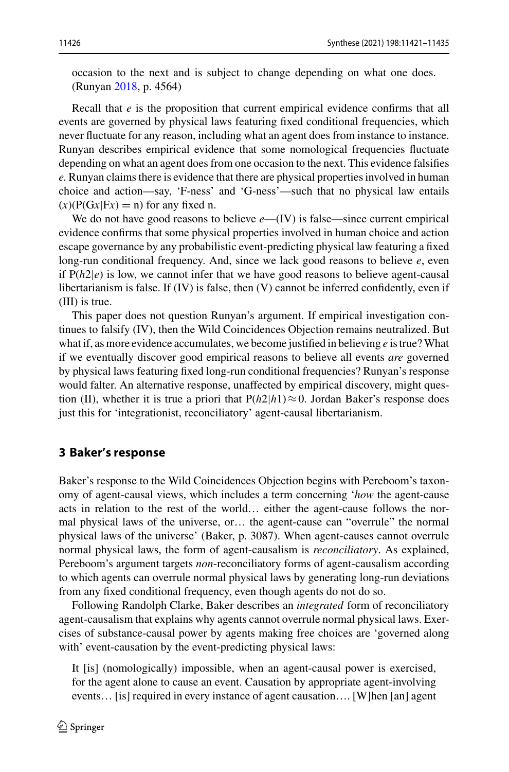occasion to the next and is subject to change depending on what one does. (Runyan 2018, p. 4564)

Recall that *e* is the proposition that current empirical evidence confirms that all events are governed by physical laws featuring fixed conditional frequencies, which never fluctuate for any reason, including what an agent does from instance to instance. Runyan describes empirical evidence that some nomological frequencies fluctuate depending on what an agent does from one occasion to the next. This evidence falsifies *e.* Runyan claims there is evidence that there are physical properties involved in human choice and action—say, 'F-ness' and 'G-ness'—such that no physical law entails $(x)(\mathrm{P}(\mathrm{G}x|\mathrm{F}x) = \mathrm{n})$ for any fixed n.

We do not have good reasons to believe *e*—(IV) is false—since current empirical evidence confirms that some physical properties involved in human choice and action escape governance by any probabilistic event-predicting physical law featuring a fixed long-run conditional frequency. And, since we lack good reasons to believe *e*, even if $\mathrm{P}(h2|e)$ is low, we cannot infer that we have good reasons to believe agent-causal libertarianism is false. If (IV) is false, then (V) cannot be inferred confidently, even if (III) is true.

This paper does not question Runyan's argument. If empirical investigation continues to falsify (IV), then the Wild Coincidences Objection remains neutralized. But what if, as more evidence accumulates, we become justified in believing *e* is true? What if we eventually discover good empirical reasons to believe all events *are* governed by physical laws featuring fixed long-run conditional frequencies? Runyan's response would falter. An alternative response, unaffected by empirical discovery, might question (II), whether it is true a priori that $\mathrm{P}(h2|h1) \approx 0$. Jordan Baker's response does just this for 'integrationist, reconciliatory' agent-causal libertarianism.

## 3 Baker's response

Baker's response to the Wild Coincidences Objection begins with Pereboom's taxonomy of agent-causal views, which includes a term concerning '*how* the agent-cause acts in relation to the rest of the world… either the agent-cause follows the normal physical laws of the universe, or… the agent-cause can "overrule" the normal physical laws of the universe' (Baker, p. 3087). When agent-causes cannot overrule normal physical laws, the form of agent-causalism is *reconciliatory*. As explained, Pereboom's argument targets *non*-reconciliatory forms of agent-causalism according to which agents can overrule normal physical laws by generating long-run deviations from any fixed conditional frequency, even though agents do not do so.

Following Randolph Clarke, Baker describes an *integrated* form of reconciliatory agent-causalism that explains why agents cannot overrule normal physical laws. Exercises of substance-causal power by agents making free choices are 'governed along with' event-causation by the event-predicting physical laws:

> It [is] (nomologically) impossible, when an agent-causal power is exercised, for the agent alone to cause an event. Causation by appropriate agent-involving events… [is] required in every instance of agent causation…. [W]hen [an] agent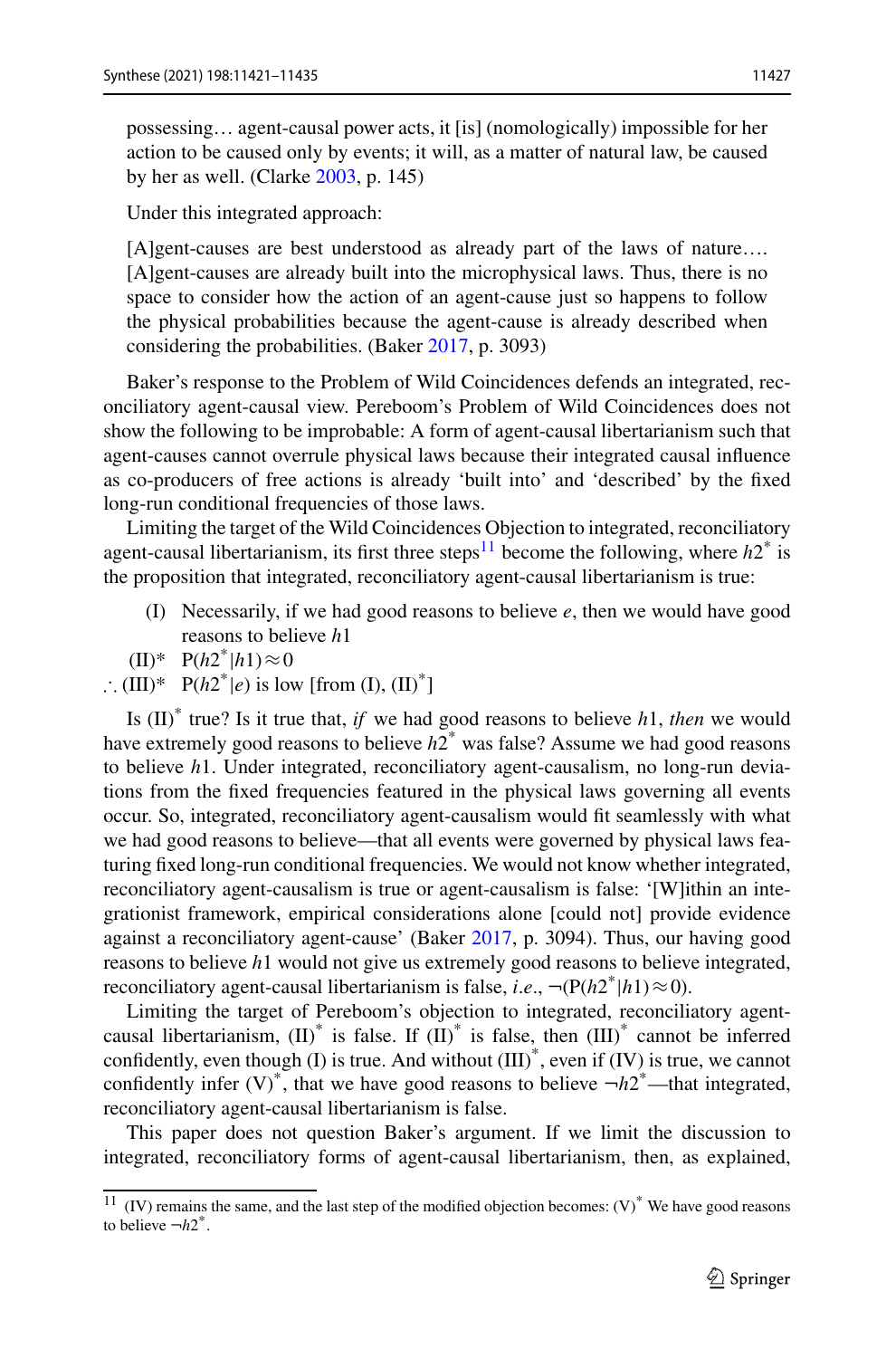possessing… agent-causal power acts, it [is] (nomologically) impossible for her action to be caused only by events; it will, as a matter of natural law, be caused by her as well. (Clarke 2003, p. 145)

Under this integrated approach:

> [A]gent-causes are best understood as already part of the laws of nature…. [A]gent-causes are already built into the microphysical laws. Thus, there is no space to consider how the action of an agent-cause just so happens to follow the physical probabilities because the agent-cause is already described when considering the probabilities. (Baker 2017, p. 3093)

Baker's response to the Problem of Wild Coincidences defends an integrated, reconciliatory agent-causal view. Pereboom's Problem of Wild Coincidences does not show the following to be improbable: A form of agent-causal libertarianism such that agent-causes cannot overrule physical laws because their integrated causal influence as co-producers of free actions is already 'built into' and 'described' by the fixed long-run conditional frequencies of those laws.

Limiting the target of the Wild Coincidences Objection to integrated, reconciliatory agent-causal libertarianism, its first three steps[11] become the following, where $h2^*$ is the proposition that integrated, reconciliatory agent-causal libertarianism is true:

(I) Necessarily, if we had good reasons to believe *e*, then we would have good reasons to believe *h*1

(II)* $P(h2^*|h1) \approx 0$

∴ (III)* $P(h2^*|e)$ is low [from (I), (II)*]

Is (II)* true? Is it true that, *if* we had good reasons to believe *h*1, *then* we would have extremely good reasons to believe $h2^*$ was false? Assume we had good reasons to believe *h*1. Under integrated, reconciliatory agent-causalism, no long-run deviations from the fixed frequencies featured in the physical laws governing all events occur. So, integrated, reconciliatory agent-causalism would fit seamlessly with what we had good reasons to believe—that all events were governed by physical laws featuring fixed long-run conditional frequencies. We would not know whether integrated, reconciliatory agent-causalism is true or agent-causalism is false: '[W]ithin an integrationist framework, empirical considerations alone [could not] provide evidence against a reconciliatory agent-cause' (Baker 2017, p. 3094). Thus, our having good reasons to believe *h*1 would not give us extremely good reasons to believe integrated, reconciliatory agent-causal libertarianism is false, *i.e.*, $\neg(P(h2^*|h1) \approx 0)$.

Limiting the target of Pereboom's objection to integrated, reconciliatory agent-causal libertarianism, (II)* is false. If (II)* is false, then (III)* cannot be inferred confidently, even though (I) is true. And without (III)*, even if (IV) is true, we cannot confidently infer (V)*, that we have good reasons to believe $\neg h2^*$—that integrated, reconciliatory agent-causal libertarianism is false.

This paper does not question Baker's argument. If we limit the discussion to integrated, reconciliatory forms of agent-causal libertarianism, then, as explained,

[11] (IV) remains the same, and the last step of the modified objection becomes: (V)* We have good reasons to believe $\neg h2^*$.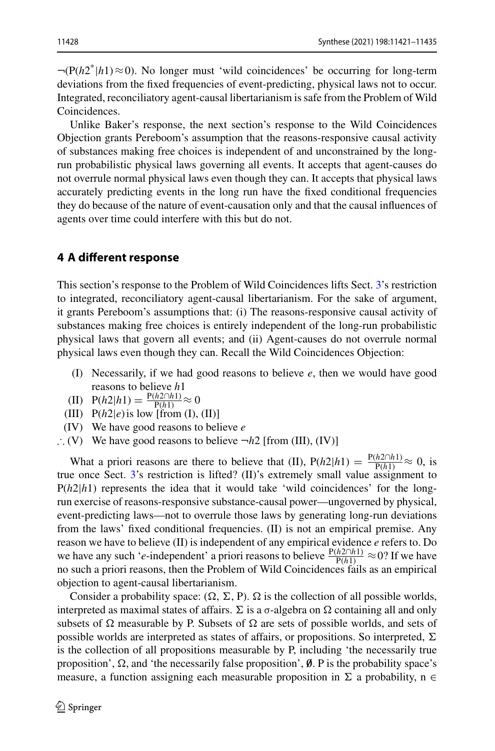$\neg(\mathrm{P}(h2^{*}|h1)\approx 0)$. No longer must 'wild coincidences' be occurring for long-term deviations from the fixed frequencies of event-predicting, physical laws not to occur. Integrated, reconciliatory agent-causal libertarianism is safe from the Problem of Wild Coincidences.

Unlike Baker's response, the next section's response to the Wild Coincidences Objection grants Pereboom's assumption that the reasons-responsive causal activity of substances making free choices is independent of and unconstrained by the long-run probabilistic physical laws governing all events. It accepts that agent-causes do not overrule normal physical laws even though they can. It accepts that physical laws accurately predicting events in the long run have the fixed conditional frequencies they do because of the nature of event-causation only and that the causal influences of agents over time could interfere with this but do not.

## 4 A different response

This section's response to the Problem of Wild Coincidences lifts Sect. 3's restriction to integrated, reconciliatory agent-causal libertarianism. For the sake of argument, it grants Pereboom's assumptions that: (i) The reasons-responsive causal activity of substances making free choices is entirely independent of the long-run probabilistic physical laws that govern all events; and (ii) Agent-causes do not overrule normal physical laws even though they can. Recall the Wild Coincidences Objection:

- (I) Necessarily, if we had good reasons to believe *e*, then we would have good reasons to believe $h1$
- (II) $\mathrm{P}(h2|h1) = \frac{\mathrm{P}(h2\cap h1)}{\mathrm{P}(h1)} \approx 0$
- (III) $\mathrm{P}(h2|e)$ is low [from (I), (II)]
- (IV) We have good reasons to believe *e*
- ∴ (V) We have good reasons to believe $\neg h2$ [from (III), (IV)]

What a priori reasons are there to believe that (II), $\mathrm{P}(h2|h1) = \frac{\mathrm{P}(h2\cap h1)}{\mathrm{P}(h1)} \approx 0$, is true once Sect. 3's restriction is lifted? (II)'s extremely small value assignment to $\mathrm{P}(h2|h1)$ represents the idea that it would take 'wild coincidences' for the long-run exercise of reasons-responsive substance-causal power—ungoverned by physical, event-predicting laws—not to overrule those laws by generating long-run deviations from the laws' fixed conditional frequencies. (II) is not an empirical premise. Any reason we have to believe (II) is independent of any empirical evidence *e* refers to. Do we have any such '*e*-independent' a priori reasons to believe $\frac{\mathrm{P}(h2\cap h1)}{\mathrm{P}(h1)} \approx 0$? If we have no such a priori reasons, then the Problem of Wild Coincidences fails as an empirical objection to agent-causal libertarianism.

Consider a probability space: $(\Omega, \Sigma, \mathrm{P})$. $\Omega$ is the collection of all possible worlds, interpreted as maximal states of affairs. $\Sigma$ is a σ-algebra on $\Omega$ containing all and only subsets of $\Omega$ measurable by P. Subsets of $\Omega$ are sets of possible worlds, and sets of possible worlds are interpreted as states of affairs, or propositions. So interpreted, $\Sigma$ is the collection of all propositions measurable by P, including 'the necessarily true proposition', $\Omega$, and 'the necessarily false proposition', $\emptyset$. P is the probability space's measure, a function assigning each measurable proposition in $\Sigma$ a probability, n ∈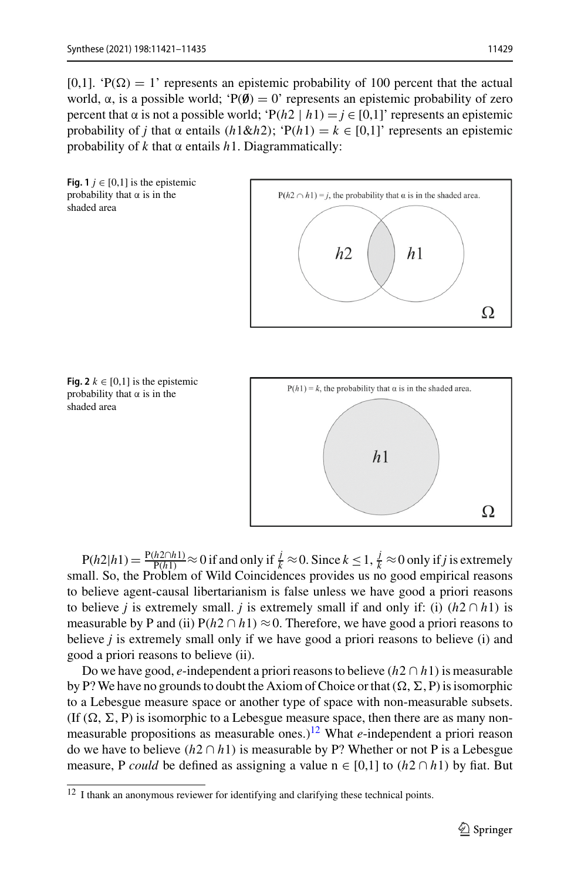[0,1]. '$P(\Omega) = 1$' represents an epistemic probability of 100 percent that the actual world, $\alpha$, is a possible world; '$P(\emptyset) = 0$' represents an epistemic probability of zero percent that $\alpha$ is not a possible world; '$P(h2 \mid h1) = j \in [0,1]$' represents an epistemic probability of $j$ that $\alpha$ entails $(h1\&h2)$; '$P(h1) = k \in [0,1]$' represents an epistemic probability of $k$ that $\alpha$ entails $h1$. Diagrammatically:

**Fig. 1** $j \in [0,1]$ is the epistemic probability that $\alpha$ is in the shaded area

**Fig. 2** $k \in [0,1]$ is the epistemic probability that $\alpha$ is in the shaded area

$P(h2|h1) = \frac{P(h2 \cap h1)}{P(h1)} \approx 0$ if and only if $\frac{j}{k} \approx 0$. Since $k \leq 1$, $\frac{j}{k} \approx 0$ only if $j$ is extremely small. So, the Problem of Wild Coincidences provides us no good empirical reasons to believe agent-causal libertarianism is false unless we have good a priori reasons to believe $j$ is extremely small. $j$ is extremely small if and only if: (i) $(h2 \cap h1)$ is measurable by P and (ii) $P(h2 \cap h1) \approx 0$. Therefore, we have good a priori reasons to believe $j$ is extremely small only if we have good a priori reasons to believe (i) and good a priori reasons to believe (ii).

Do we have good, *e*-independent a priori reasons to believe $(h2 \cap h1)$ is measurable by P? We have no grounds to doubt the Axiom of Choice or that $(\Omega, \Sigma, P)$ is isomorphic to a Lebesgue measure space or another type of space with non-measurable subsets. (If $(\Omega, \Sigma, P)$ is isomorphic to a Lebesgue measure space, then there are as many non-measurable propositions as measurable ones.)[12] What *e*-independent a priori reason do we have to believe $(h2 \cap h1)$ is measurable by P? Whether or not P is a Lebesgue measure, P *could* be defined as assigning a value $n \in [0,1]$ to $(h2 \cap h1)$ by fiat. But

[12] I thank an anonymous reviewer for identifying and clarifying these technical points.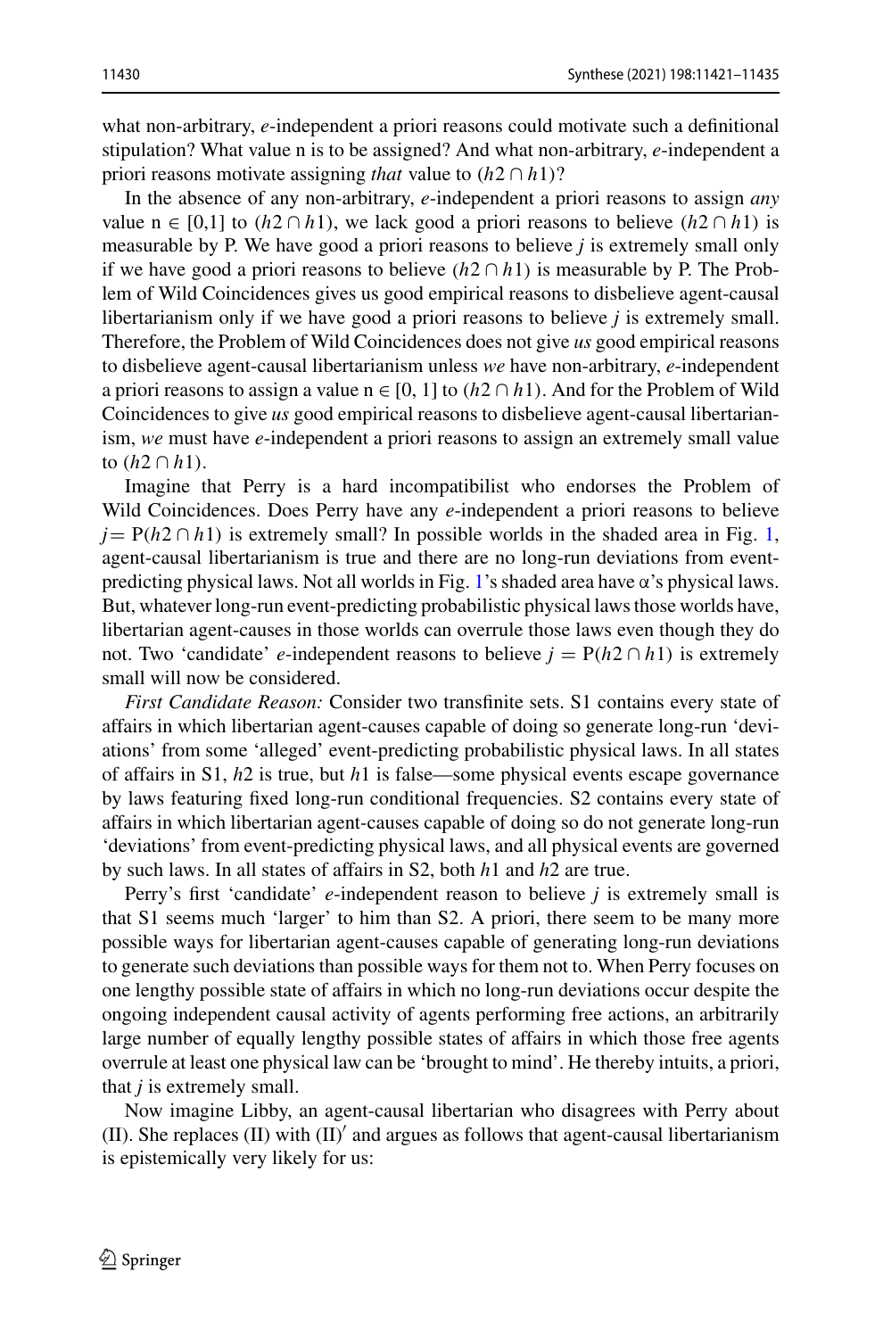what non-arbitrary, *e*-independent a priori reasons could motivate such a definitional stipulation? What value n is to be assigned? And what non-arbitrary, *e*-independent a priori reasons motivate assigning *that* value to $(h2 \cap h1)$?

In the absence of any non-arbitrary, *e*-independent a priori reasons to assign *any* value $n \in [0,1]$ to $(h2 \cap h1)$, we lack good a priori reasons to believe $(h2 \cap h1)$ is measurable by P. We have good a priori reasons to believe *j* is extremely small only if we have good a priori reasons to believe $(h2 \cap h1)$ is measurable by P. The Problem of Wild Coincidences gives us good empirical reasons to disbelieve agent-causal libertarianism only if we have good a priori reasons to believe *j* is extremely small. Therefore, the Problem of Wild Coincidences does not give *us* good empirical reasons to disbelieve agent-causal libertarianism unless *we* have non-arbitrary, *e*-independent a priori reasons to assign a value $n \in [0, 1]$ to $(h2 \cap h1)$. And for the Problem of Wild Coincidences to give *us* good empirical reasons to disbelieve agent-causal libertarianism, *we* must have *e*-independent a priori reasons to assign an extremely small value to $(h2 \cap h1)$.

Imagine that Perry is a hard incompatibilist who endorses the Problem of Wild Coincidences. Does Perry have any *e*-independent a priori reasons to believe $j = P(h2 \cap h1)$ is extremely small? In possible worlds in the shaded area in Fig. 1, agent-causal libertarianism is true and there are no long-run deviations from event-predicting physical laws. Not all worlds in Fig. 1's shaded area have α's physical laws. But, whatever long-run event-predicting probabilistic physical laws those worlds have, libertarian agent-causes in those worlds can overrule those laws even though they do not. Two 'candidate' *e*-independent reasons to believe $j = P(h2 \cap h1)$ is extremely small will now be considered.

*First Candidate Reason:* Consider two transfinite sets. S1 contains every state of affairs in which libertarian agent-causes capable of doing so generate long-run 'deviations' from some 'alleged' event-predicting probabilistic physical laws. In all states of affairs in S1, *h*2 is true, but *h*1 is false—some physical events escape governance by laws featuring fixed long-run conditional frequencies. S2 contains every state of affairs in which libertarian agent-causes capable of doing so do not generate long-run 'deviations' from event-predicting physical laws, and all physical events are governed by such laws. In all states of affairs in S2, both *h*1 and *h*2 are true.

Perry's first 'candidate' *e*-independent reason to believe *j* is extremely small is that S1 seems much 'larger' to him than S2. A priori, there seem to be many more possible ways for libertarian agent-causes capable of generating long-run deviations to generate such deviations than possible ways for them not to. When Perry focuses on one lengthy possible state of affairs in which no long-run deviations occur despite the ongoing independent causal activity of agents performing free actions, an arbitrarily large number of equally lengthy possible states of affairs in which those free agents overrule at least one physical law can be 'brought to mind'. He thereby intuits, a priori, that *j* is extremely small.

Now imagine Libby, an agent-causal libertarian who disagrees with Perry about (II). She replaces (II) with (II)′ and argues as follows that agent-causal libertarianism is epistemically very likely for us: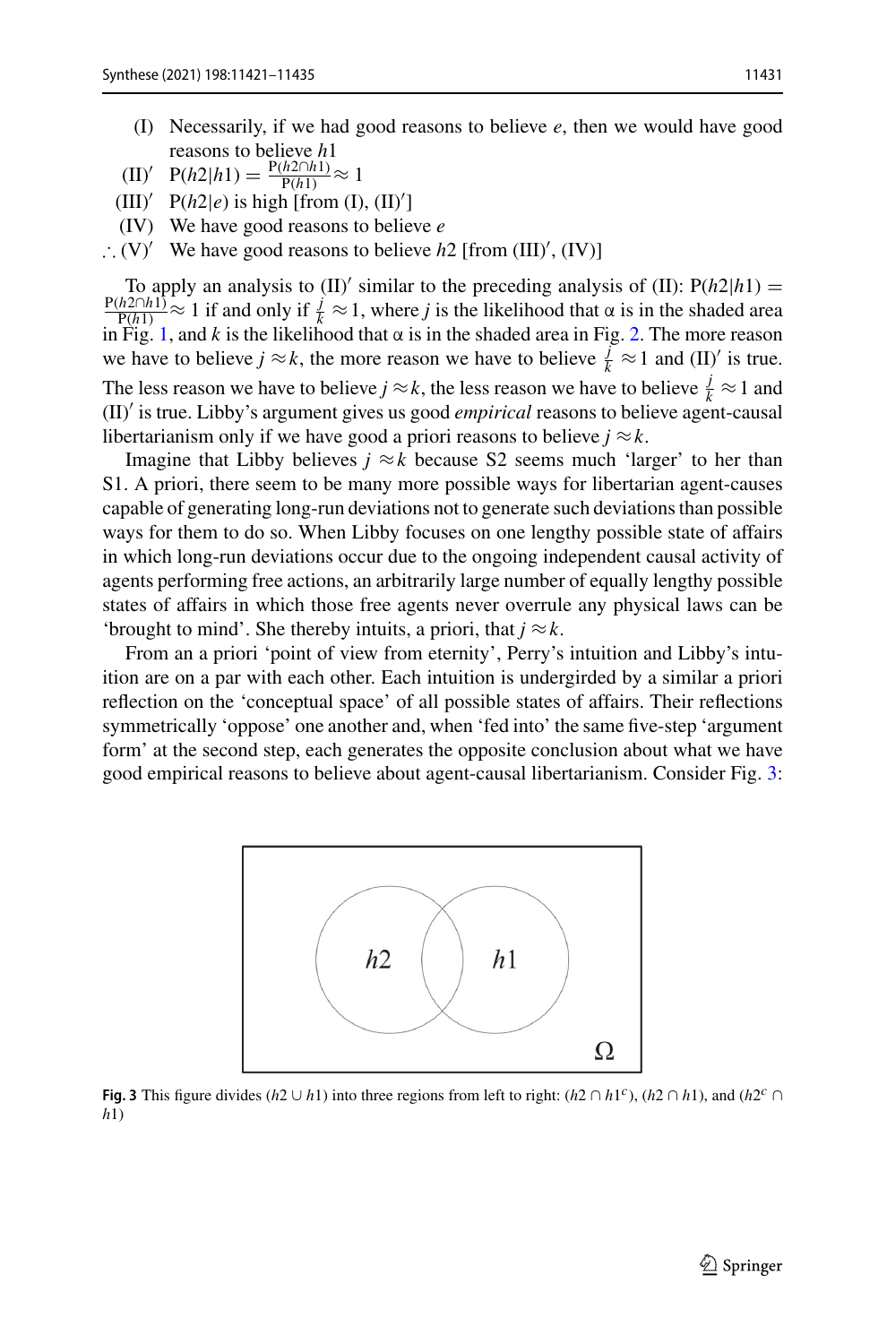(I) Necessarily, if we had good reasons to believe $e$, then we would have good reasons to believe $h1$

(II)′ $P(h2|h1) = \frac{P(h2 \cap h1)}{P(h1)} \approx 1$

(III)′ $P(h2|e)$ is high [from (I), (II)′]

(IV) We have good reasons to believe $e$

∴ (V)′ We have good reasons to believe $h2$ [from (III)′, (IV)]

To apply an analysis to (II)′ similar to the preceding analysis of (II): $P(h2|h1) = \frac{P(h2 \cap h1)}{P(h1)} \approx 1$ if and only if $\frac{j}{k} \approx 1$, where $j$ is the likelihood that α is in the shaded area in Fig. 1, and $k$ is the likelihood that α is in the shaded area in Fig. 2. The more reason we have to believe $j \approx k$, the more reason we have to believe $\frac{j}{k} \approx 1$ and (II)′ is true. The less reason we have to believe $j \approx k$, the less reason we have to believe $\frac{j}{k} \approx 1$ and (II)′ is true. Libby's argument gives us good *empirical* reasons to believe agent-causal libertarianism only if we have good a priori reasons to believe $j \approx k$.

Imagine that Libby believes $j \approx k$ because S2 seems much 'larger' to her than S1. A priori, there seem to be many more possible ways for libertarian agent-causes capable of generating long-run deviations not to generate such deviations than possible ways for them to do so. When Libby focuses on one lengthy possible state of affairs in which long-run deviations occur due to the ongoing independent causal activity of agents performing free actions, an arbitrarily large number of equally lengthy possible states of affairs in which those free agents never overrule any physical laws can be 'brought to mind'. She thereby intuits, a priori, that $j \approx k$.

From an a priori 'point of view from eternity', Perry's intuition and Libby's intuition are on a par with each other. Each intuition is undergirded by a similar a priori reflection on the 'conceptual space' of all possible states of affairs. Their reflections symmetrically 'oppose' one another and, when 'fed into' the same five-step 'argument form' at the second step, each generates the opposite conclusion about what we have good empirical reasons to believe about agent-causal libertarianism. Consider Fig. 3:

**Fig. 3** This figure divides $(h2 \cup h1)$ into three regions from left to right: $(h2 \cap h1^c)$, $(h2 \cap h1)$, and $(h2^c \cap h1)$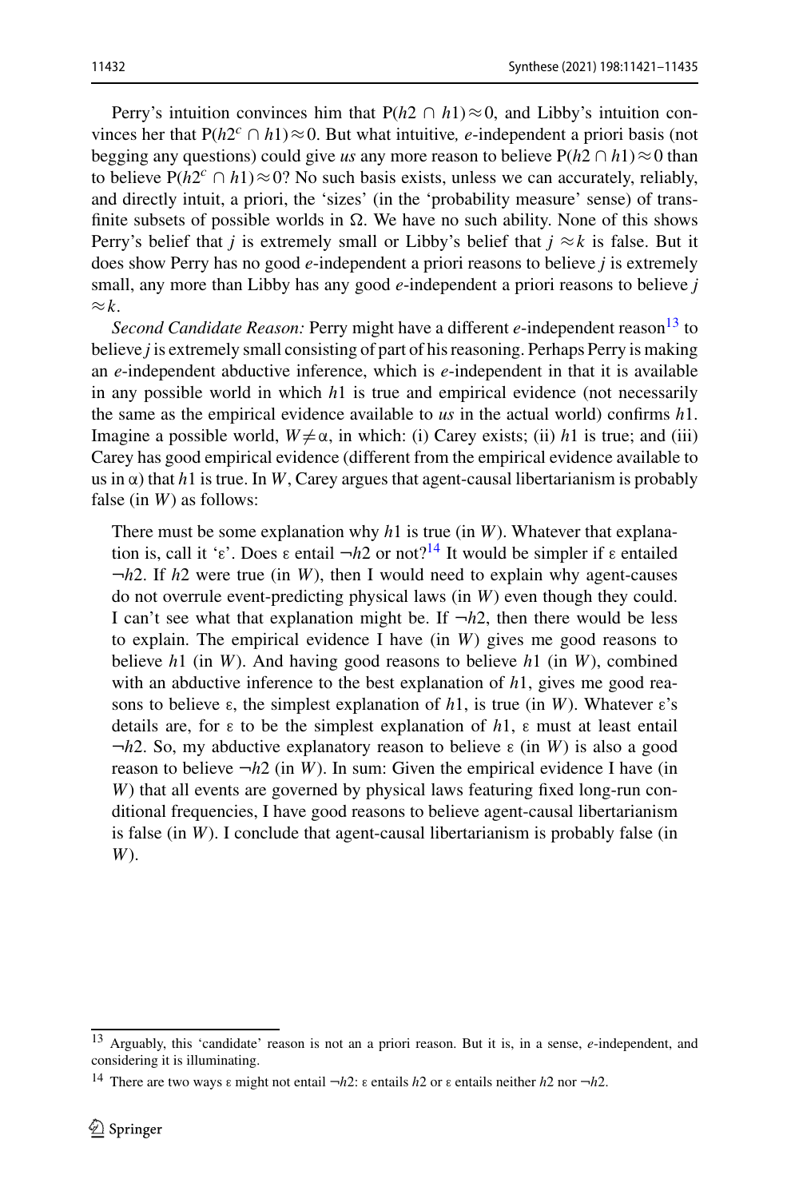Perry's intuition convinces him that $P(h2 \cap h1) \approx 0$, and Libby's intuition convinces her that $P(h2^c \cap h1) \approx 0$. But what intuitive*, e*-independent a priori basis (not begging any questions) could give *us* any more reason to believe $P(h2 \cap h1) \approx 0$ than to believe $P(h2^c \cap h1) \approx 0$? No such basis exists, unless we can accurately, reliably, and directly intuit, a priori, the 'sizes' (in the 'probability measure' sense) of transfinite subsets of possible worlds in $\Omega$. We have no such ability. None of this shows Perry's belief that *j* is extremely small or Libby's belief that $j \approx k$ is false. But it does show Perry has no good *e*-independent a priori reasons to believe *j* is extremely small, any more than Libby has any good *e*-independent a priori reasons to believe $j \approx k$.

*Second Candidate Reason:* Perry might have a different *e*-independent reason[13] to believe *j* is extremely small consisting of part of his reasoning. Perhaps Perry is making an *e*-independent abductive inference, which is *e*-independent in that it is available in any possible world in which *h*1 is true and empirical evidence (not necessarily the same as the empirical evidence available to *us* in the actual world) confirms *h*1. Imagine a possible world, $W \neq \alpha$, in which: (i) Carey exists; (ii) *h*1 is true; and (iii) Carey has good empirical evidence (different from the empirical evidence available to us in $\alpha$) that *h*1 is true. In *W*, Carey argues that agent-causal libertarianism is probably false (in *W*) as follows:

> There must be some explanation why *h*1 is true (in *W*). Whatever that explanation is, call it 'ε'. Does ε entail ¬*h*2 or not?[14] It would be simpler if ε entailed ¬*h*2. If *h*2 were true (in *W*), then I would need to explain why agent-causes do not overrule event-predicting physical laws (in *W*) even though they could. I can't see what that explanation might be. If ¬*h*2, then there would be less to explain. The empirical evidence I have (in *W*) gives me good reasons to believe *h*1 (in *W*). And having good reasons to believe *h*1 (in *W*), combined with an abductive inference to the best explanation of *h*1, gives me good reasons to believe ε, the simplest explanation of *h*1, is true (in *W*). Whatever ε's details are, for ε to be the simplest explanation of *h*1, ε must at least entail ¬*h*2. So, my abductive explanatory reason to believe ε (in *W*) is also a good reason to believe ¬*h*2 (in *W*). In sum: Given the empirical evidence I have (in *W*) that all events are governed by physical laws featuring fixed long-run conditional frequencies, I have good reasons to believe agent-causal libertarianism is false (in *W*). I conclude that agent-causal libertarianism is probably false (in *W*).

---

[13] Arguably, this 'candidate' reason is not an a priori reason. But it is, in a sense, *e*-independent, and considering it is illuminating.

[14] There are two ways ε might not entail ¬*h*2: ε entails *h*2 or ε entails neither *h*2 nor ¬*h*2.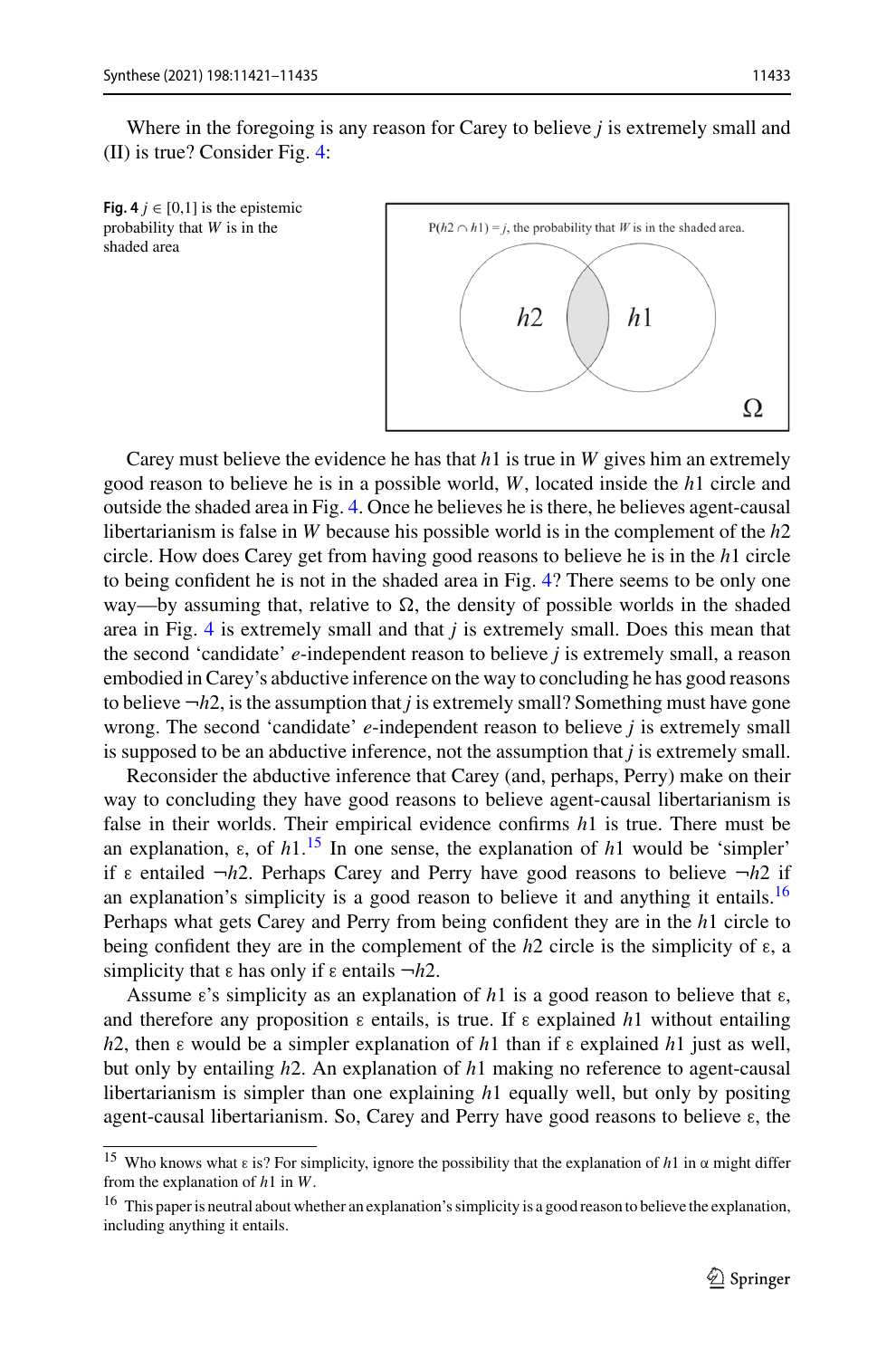Where in the foregoing is any reason for Carey to believe $j$ is extremely small and (II) is true? Consider Fig. 4:

**Fig. 4** $j \in [0,1]$ is the epistemic probability that $W$ is in the shaded area

$P(h2 \cap h1) = j$, the probability that $W$ is in the shaded area.

Carey must believe the evidence he has that $h1$ is true in $W$ gives him an extremely good reason to believe he is in a possible world, $W$, located inside the $h1$ circle and outside the shaded area in Fig. 4. Once he believes he is there, he believes agent-causal libertarianism is false in $W$ because his possible world is in the complement of the $h2$ circle. How does Carey get from having good reasons to believe he is in the $h1$ circle to being confident he is not in the shaded area in Fig. 4? There seems to be only one way—by assuming that, relative to $\Omega$, the density of possible worlds in the shaded area in Fig. 4 is extremely small and that $j$ is extremely small. Does this mean that the second 'candidate' $e$-independent reason to believe $j$ is extremely small, a reason embodied in Carey's abductive inference on the way to concluding he has good reasons to believe $\neg h2$, is the assumption that $j$ is extremely small? Something must have gone wrong. The second 'candidate' $e$-independent reason to believe $j$ is extremely small is supposed to be an abductive inference, not the assumption that $j$ is extremely small.

Reconsider the abductive inference that Carey (and, perhaps, Perry) make on their way to concluding they have good reasons to believe agent-causal libertarianism is false in their worlds. Their empirical evidence confirms $h1$ is true. There must be an explanation, $\varepsilon$, of $h1$.[15] In one sense, the explanation of $h1$ would be 'simpler' if $\varepsilon$ entailed $\neg h2$. Perhaps Carey and Perry have good reasons to believe $\neg h2$ if an explanation's simplicity is a good reason to believe it and anything it entails.[16] Perhaps what gets Carey and Perry from being confident they are in the $h1$ circle to being confident they are in the complement of the $h2$ circle is the simplicity of $\varepsilon$, a simplicity that $\varepsilon$ has only if $\varepsilon$ entails $\neg h2$.

Assume $\varepsilon$'s simplicity as an explanation of $h1$ is a good reason to believe that $\varepsilon$, and therefore any proposition $\varepsilon$ entails, is true. If $\varepsilon$ explained $h1$ without entailing $h2$, then $\varepsilon$ would be a simpler explanation of $h1$ than if $\varepsilon$ explained $h1$ just as well, but only by entailing $h2$. An explanation of $h1$ making no reference to agent-causal libertarianism is simpler than one explaining $h1$ equally well, but only by positing agent-causal libertarianism. So, Carey and Perry have good reasons to believe $\varepsilon$, the

[15] Who knows what $\varepsilon$ is? For simplicity, ignore the possibility that the explanation of $h1$ in $\alpha$ might differ from the explanation of $h1$ in $W$.

[16] This paper is neutral about whether an explanation's simplicity is a good reason to believe the explanation, including anything it entails.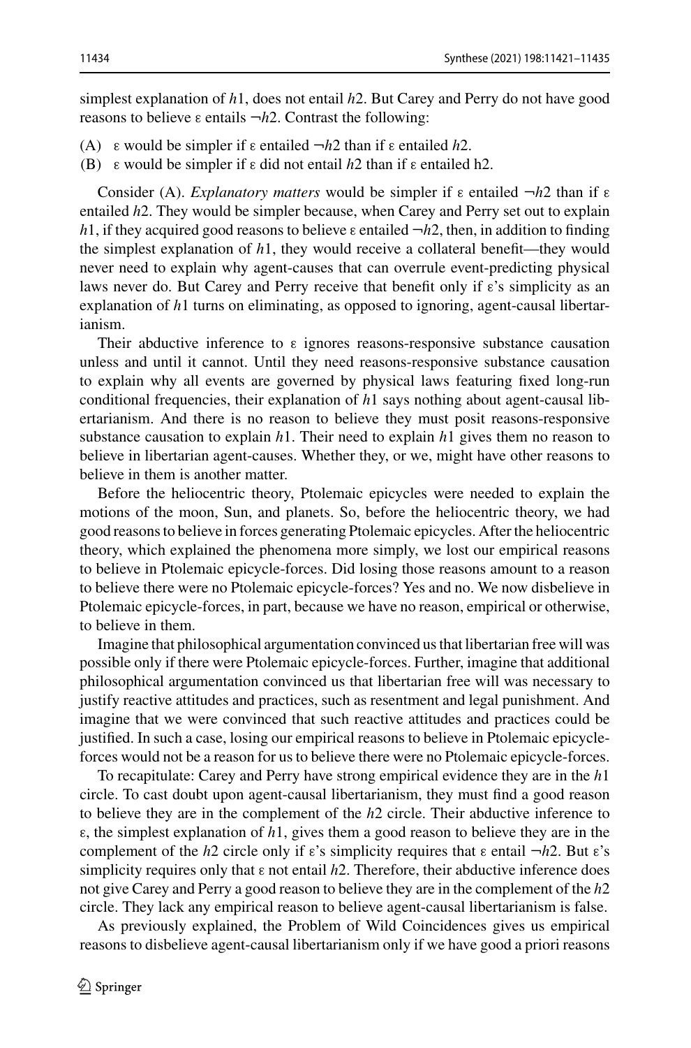simplest explanation of $h1$, does not entail $h2$. But Carey and Perry do not have good reasons to believe $\varepsilon$ entails $\neg h2$. Contrast the following:

(A) $\varepsilon$ would be simpler if $\varepsilon$ entailed $\neg h2$ than if $\varepsilon$ entailed $h2$.
(B) $\varepsilon$ would be simpler if $\varepsilon$ did not entail $h2$ than if $\varepsilon$ entailed h2.

Consider (A). *Explanatory matters* would be simpler if $\varepsilon$ entailed $\neg h2$ than if $\varepsilon$ entailed $h2$. They would be simpler because, when Carey and Perry set out to explain $h1$, if they acquired good reasons to believe $\varepsilon$ entailed $\neg h2$, then, in addition to finding the simplest explanation of $h1$, they would receive a collateral benefit—they would never need to explain why agent-causes that can overrule event-predicting physical laws never do. But Carey and Perry receive that benefit only if $\varepsilon$'s simplicity as an explanation of $h1$ turns on eliminating, as opposed to ignoring, agent-causal libertarianism.

Their abductive inference to $\varepsilon$ ignores reasons-responsive substance causation unless and until it cannot. Until they need reasons-responsive substance causation to explain why all events are governed by physical laws featuring fixed long-run conditional frequencies, their explanation of $h1$ says nothing about agent-causal libertarianism. And there is no reason to believe they must posit reasons-responsive substance causation to explain $h1$. Their need to explain $h1$ gives them no reason to believe in libertarian agent-causes. Whether they, or we, might have other reasons to believe in them is another matter.

Before the heliocentric theory, Ptolemaic epicycles were needed to explain the motions of the moon, Sun, and planets. So, before the heliocentric theory, we had good reasons to believe in forces generating Ptolemaic epicycles. After the heliocentric theory, which explained the phenomena more simply, we lost our empirical reasons to believe in Ptolemaic epicycle-forces. Did losing those reasons amount to a reason to believe there were no Ptolemaic epicycle-forces? Yes and no. We now disbelieve in Ptolemaic epicycle-forces, in part, because we have no reason, empirical or otherwise, to believe in them.

Imagine that philosophical argumentation convinced us that libertarian free will was possible only if there were Ptolemaic epicycle-forces. Further, imagine that additional philosophical argumentation convinced us that libertarian free will was necessary to justify reactive attitudes and practices, such as resentment and legal punishment. And imagine that we were convinced that such reactive attitudes and practices could be justified. In such a case, losing our empirical reasons to believe in Ptolemaic epicycle-forces would not be a reason for us to believe there were no Ptolemaic epicycle-forces.

To recapitulate: Carey and Perry have strong empirical evidence they are in the $h1$ circle. To cast doubt upon agent-causal libertarianism, they must find a good reason to believe they are in the complement of the $h2$ circle. Their abductive inference to $\varepsilon$, the simplest explanation of $h1$, gives them a good reason to believe they are in the complement of the $h2$ circle only if $\varepsilon$'s simplicity requires that $\varepsilon$ entail $\neg h2$. But $\varepsilon$'s simplicity requires only that $\varepsilon$ not entail $h2$. Therefore, their abductive inference does not give Carey and Perry a good reason to believe they are in the complement of the $h2$ circle. They lack any empirical reason to believe agent-causal libertarianism is false.

As previously explained, the Problem of Wild Coincidences gives us empirical reasons to disbelieve agent-causal libertarianism only if we have good a priori reasons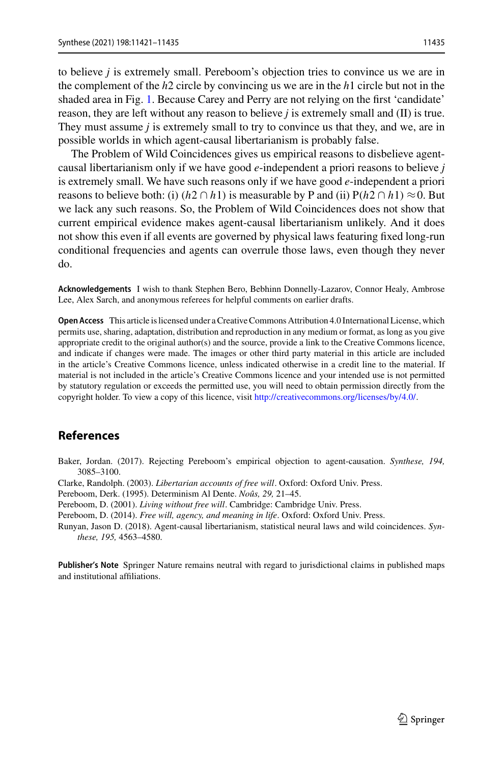to believe $j$ is extremely small. Pereboom's objection tries to convince us we are in the complement of the $h2$ circle by convincing us we are in the $h1$ circle but not in the shaded area in Fig. 1. Because Carey and Perry are not relying on the first 'candidate' reason, they are left without any reason to believe $j$ is extremely small and (II) is true. They must assume $j$ is extremely small to try to convince us that they, and we, are in possible worlds in which agent-causal libertarianism is probably false.

The Problem of Wild Coincidences gives us empirical reasons to disbelieve agent-causal libertarianism only if we have good $e$-independent a priori reasons to believe $j$ is extremely small. We have such reasons only if we have good $e$-independent a priori reasons to believe both: (i) $(h2 \cap h1)$ is measurable by P and (ii) $P(h2 \cap h1) \approx 0$. But we lack any such reasons. So, the Problem of Wild Coincidences does not show that current empirical evidence makes agent-causal libertarianism unlikely. And it does not show this even if all events are governed by physical laws featuring fixed long-run conditional frequencies and agents can overrule those laws, even though they never do.

**Acknowledgements** I wish to thank Stephen Bero, Bebhinn Donnelly-Lazarov, Connor Healy, Ambrose Lee, Alex Sarch, and anonymous referees for helpful comments on earlier drafts.

**Open Access** This article is licensed under a Creative Commons Attribution 4.0 International License, which permits use, sharing, adaptation, distribution and reproduction in any medium or format, as long as you give appropriate credit to the original author(s) and the source, provide a link to the Creative Commons licence, and indicate if changes were made. The images or other third party material in this article are included in the article's Creative Commons licence, unless indicated otherwise in a credit line to the material. If material is not included in the article's Creative Commons licence and your intended use is not permitted by statutory regulation or exceeds the permitted use, you will need to obtain permission directly from the copyright holder. To view a copy of this licence, visit http://creativecommons.org/licenses/by/4.0/.

## References

Baker, Jordan. (2017). Rejecting Pereboom's empirical objection to agent-causation. *Synthese, 194,* 3085–3100.

Clarke, Randolph. (2003). *Libertarian accounts of free will*. Oxford: Oxford Univ. Press.

Pereboom, Derk. (1995). Determinism Al Dente. *Noûs, 29,* 21–45.

Pereboom, D. (2001). *Living without free will*. Cambridge: Cambridge Univ. Press.

Pereboom, D. (2014). *Free will, agency, and meaning in life*. Oxford: Oxford Univ. Press.

Runyan, Jason D. (2018). Agent-causal libertarianism, statistical neural laws and wild coincidences. *Synthese, 195,* 4563–4580.

**Publisher's Note** Springer Nature remains neutral with regard to jurisdictional claims in published maps and institutional affiliations.